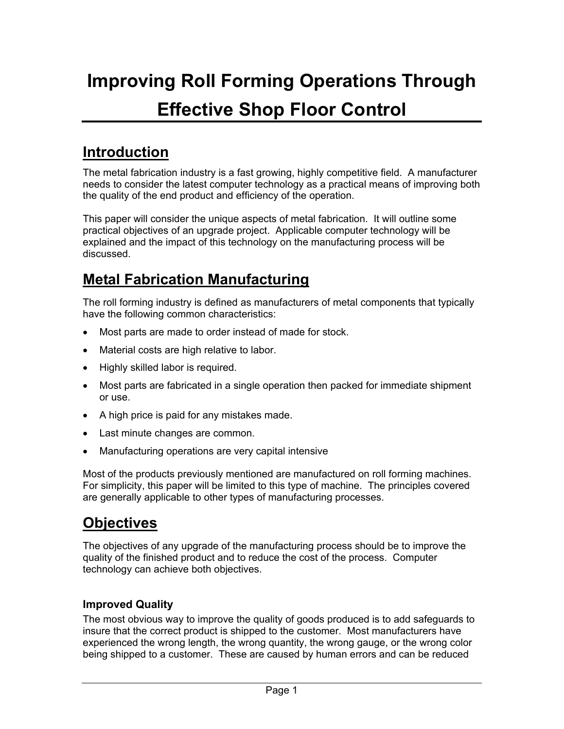# Improving Roll Forming Operations Through Effective Shop Floor Control

## Introduction

The metal fabrication industry is a fast growing, highly competitive field. A manufacturer needs to consider the latest computer technology as a practical means of improving both the quality of the end product and efficiency of the operation.

This paper will consider the unique aspects of metal fabrication. It will outline some practical objectives of an upgrade project. Applicable computer technology will be explained and the impact of this technology on the manufacturing process will be discussed.

## Metal Fabrication Manufacturing

The roll forming industry is defined as manufacturers of metal components that typically have the following common characteristics:

- Most parts are made to order instead of made for stock.
- Material costs are high relative to labor.
- Highly skilled labor is required.
- Most parts are fabricated in a single operation then packed for immediate shipment or use.
- A high price is paid for any mistakes made.
- Last minute changes are common.
- Manufacturing operations are very capital intensive

Most of the products previously mentioned are manufactured on roll forming machines. For simplicity, this paper will be limited to this type of machine. The principles covered are generally applicable to other types of manufacturing processes.

## Objectives

The objectives of any upgrade of the manufacturing process should be to improve the quality of the finished product and to reduce the cost of the process. Computer technology can achieve both objectives.

### Improved Quality

The most obvious way to improve the quality of goods produced is to add safeguards to insure that the correct product is shipped to the customer. Most manufacturers have experienced the wrong length, the wrong quantity, the wrong gauge, or the wrong color being shipped to a customer. These are caused by human errors and can be reduced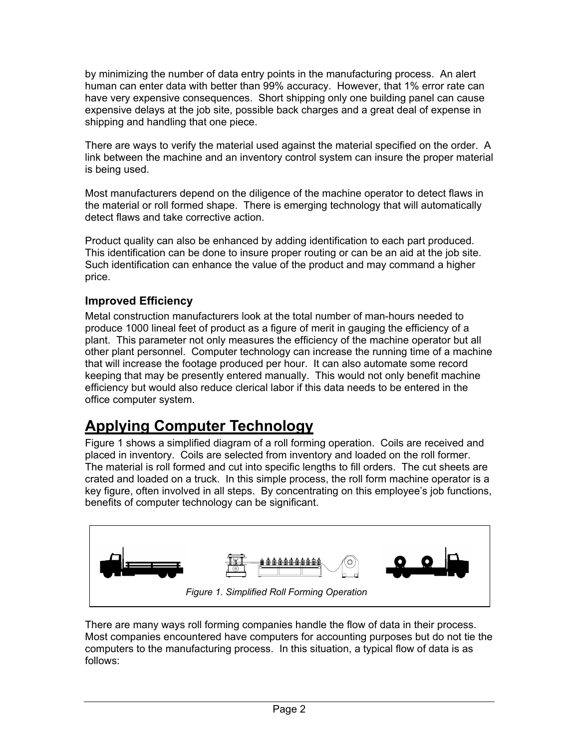by minimizing the number of data entry points in the manufacturing process. An alert human can enter data with better than 99% accuracy. However, that 1% error rate can have very expensive consequences. Short shipping only one building panel can cause expensive delays at the job site, possible back charges and a great deal of expense in shipping and handling that one piece.

There are ways to verify the material used against the material specified on the order. A link between the machine and an inventory control system can insure the proper material is being used.

Most manufacturers depend on the diligence of the machine operator to detect flaws in the material or roll formed shape. There is emerging technology that will automatically detect flaws and take corrective action.

Product quality can also be enhanced by adding identification to each part produced. This identification can be done to insure proper routing or can be an aid at the job site. Such identification can enhance the value of the product and may command a higher price.

### Improved Efficiency

Metal construction manufacturers look at the total number of man-hours needed to produce 1000 lineal feet of product as a figure of merit in gauging the efficiency of a plant. This parameter not only measures the efficiency of the machine operator but all other plant personnel. Computer technology can increase the running time of a machine that will increase the footage produced per hour. It can also automate some record keeping that may be presently entered manually. This would not only benefit machine efficiency but would also reduce clerical labor if this data needs to be entered in the office computer system.

## Applying Computer Technology

Figure 1 shows a simplified diagram of a roll forming operation. Coils are received and placed in inventory. Coils are selected from inventory and loaded on the roll former. The material is roll formed and cut into specific lengths to fill orders. The cut sheets are crated and loaded on a truck. In this simple process, the roll form machine operator is a key figure, often involved in all steps. By concentrating on this employee's job functions, benefits of computer technology can be significant.

*Figure 1. Simplified Roll Forming Operation*

There are many ways roll forming companies handle the flow of data in their process. Most companies encountered have computers for accounting purposes but do not tie the computers to the manufacturing process. In this situation, a typical flow of data is as follows: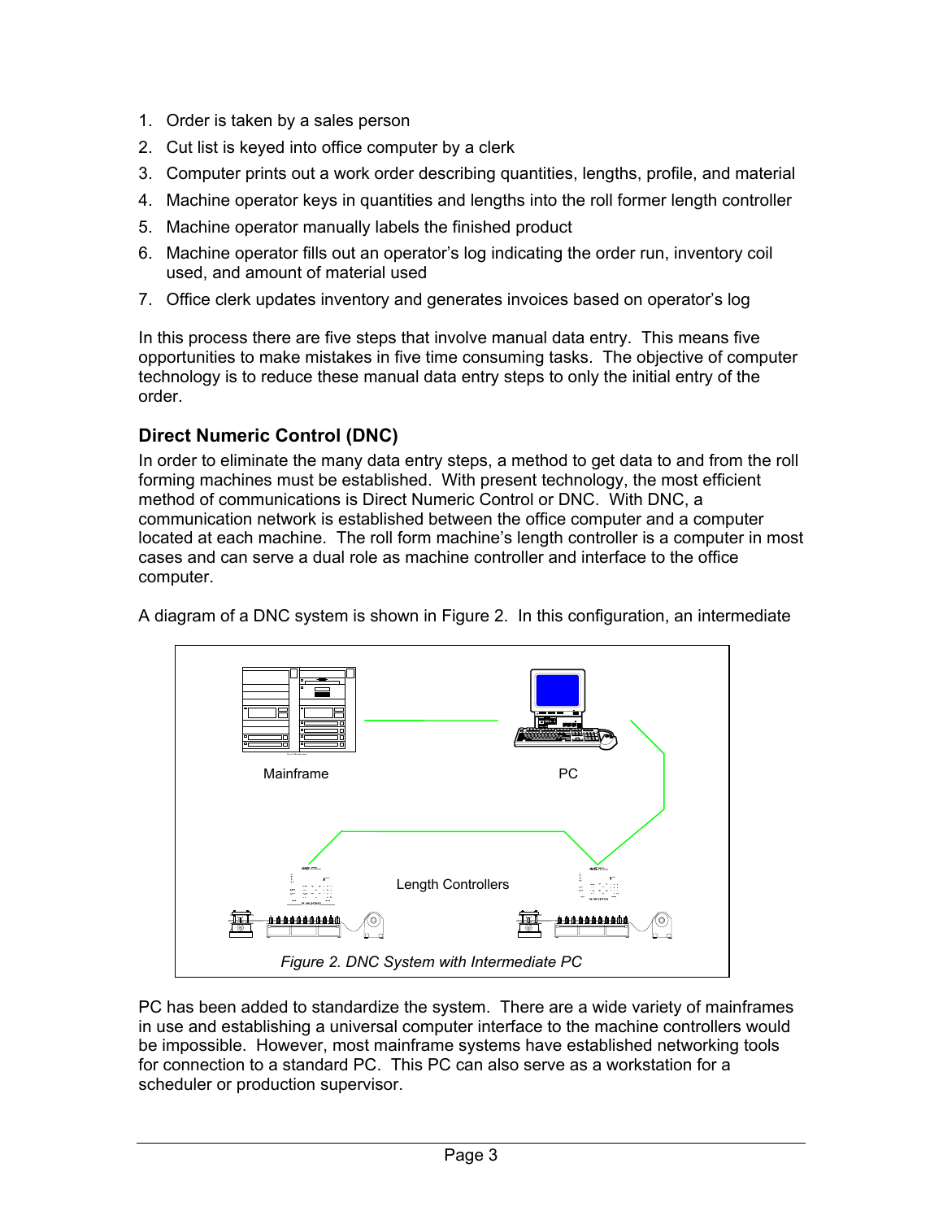1. Order is taken by a sales person
2. Cut list is keyed into office computer by a clerk
3. Computer prints out a work order describing quantities, lengths, profile, and material
4. Machine operator keys in quantities and lengths into the roll former length controller
5. Machine operator manually labels the finished product
6. Machine operator fills out an operator's log indicating the order run, inventory coil used, and amount of material used
7. Office clerk updates inventory and generates invoices based on operator's log

In this process there are five steps that involve manual data entry. This means five opportunities to make mistakes in five time consuming tasks. The objective of computer technology is to reduce these manual data entry steps to only the initial entry of the order.

## Direct Numeric Control (DNC)

In order to eliminate the many data entry steps, a method to get data to and from the roll forming machines must be established. With present technology, the most efficient method of communications is Direct Numeric Control or DNC. With DNC, a communication network is established between the office computer and a computer located at each machine. The roll form machine's length controller is a computer in most cases and can serve a dual role as machine controller and interface to the office computer.

A diagram of a DNC system is shown in Figure 2. In this configuration, an intermediate PC has been added to standardize the system. There are a wide variety of mainframes in use and establishing a universal computer interface to the machine controllers would be impossible. However, most mainframe systems have established networking tools for connection to a standard PC. This PC can also serve as a workstation for a scheduler or production supervisor.

Mainframe

PC

Length Controllers

*Figure 2. DNC System with Intermediate PC*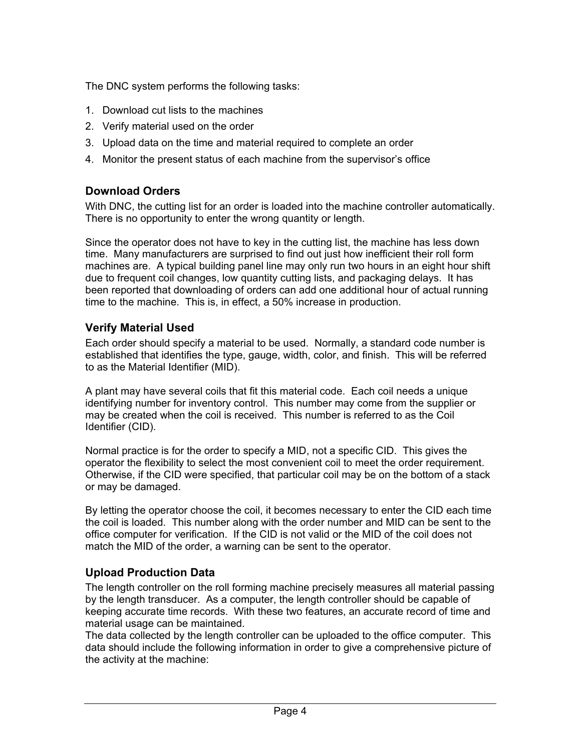The DNC system performs the following tasks:

1. Download cut lists to the machines
2. Verify material used on the order
3. Upload data on the time and material required to complete an order
4. Monitor the present status of each machine from the supervisor's office

### Download Orders

With DNC, the cutting list for an order is loaded into the machine controller automatically. There is no opportunity to enter the wrong quantity or length.

Since the operator does not have to key in the cutting list, the machine has less down time. Many manufacturers are surprised to find out just how inefficient their roll form machines are. A typical building panel line may only run two hours in an eight hour shift due to frequent coil changes, low quantity cutting lists, and packaging delays. It has been reported that downloading of orders can add one additional hour of actual running time to the machine. This is, in effect, a 50% increase in production.

### Verify Material Used

Each order should specify a material to be used. Normally, a standard code number is established that identifies the type, gauge, width, color, and finish. This will be referred to as the Material Identifier (MID).

A plant may have several coils that fit this material code. Each coil needs a unique identifying number for inventory control. This number may come from the supplier or may be created when the coil is received. This number is referred to as the Coil Identifier (CID).

Normal practice is for the order to specify a MID, not a specific CID. This gives the operator the flexibility to select the most convenient coil to meet the order requirement. Otherwise, if the CID were specified, that particular coil may be on the bottom of a stack or may be damaged.

By letting the operator choose the coil, it becomes necessary to enter the CID each time the coil is loaded. This number along with the order number and MID can be sent to the office computer for verification. If the CID is not valid or the MID of the coil does not match the MID of the order, a warning can be sent to the operator.

### Upload Production Data

The length controller on the roll forming machine precisely measures all material passing by the length transducer. As a computer, the length controller should be capable of keeping accurate time records. With these two features, an accurate record of time and material usage can be maintained.

The data collected by the length controller can be uploaded to the office computer. This data should include the following information in order to give a comprehensive picture of the activity at the machine: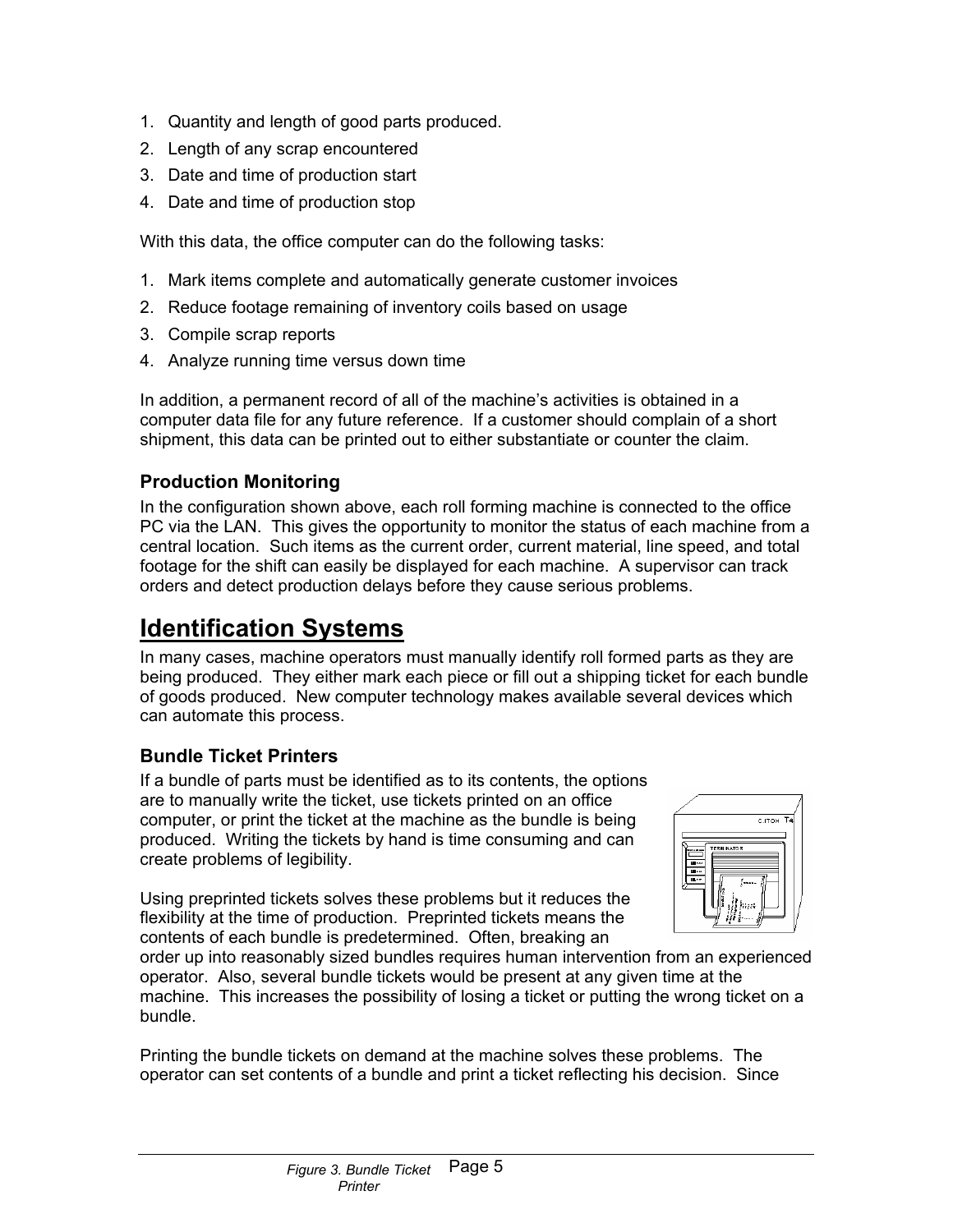1. Quantity and length of good parts produced.
2. Length of any scrap encountered
3. Date and time of production start
4. Date and time of production stop

With this data, the office computer can do the following tasks:

1. Mark items complete and automatically generate customer invoices
2. Reduce footage remaining of inventory coils based on usage
3. Compile scrap reports
4. Analyze running time versus down time

In addition, a permanent record of all of the machine's activities is obtained in a computer data file for any future reference. If a customer should complain of a short shipment, this data can be printed out to either substantiate or counter the claim.

### Production Monitoring

In the configuration shown above, each roll forming machine is connected to the office PC via the LAN. This gives the opportunity to monitor the status of each machine from a central location. Such items as the current order, current material, line speed, and total footage for the shift can easily be displayed for each machine. A supervisor can track orders and detect production delays before they cause serious problems.

## Identification Systems

In many cases, machine operators must manually identify roll formed parts as they are being produced. They either mark each piece or fill out a shipping ticket for each bundle of goods produced. New computer technology makes available several devices which can automate this process.

### Bundle Ticket Printers

If a bundle of parts must be identified as to its contents, the options are to manually write the ticket, use tickets printed on an office computer, or print the ticket at the machine as the bundle is being produced. Writing the tickets by hand is time consuming and can create problems of legibility.

Using preprinted tickets solves these problems but it reduces the flexibility at the time of production. Preprinted tickets means the contents of each bundle is predetermined. Often, breaking an order up into reasonably sized bundles requires human intervention from an experienced operator. Also, several bundle tickets would be present at any given time at the machine. This increases the possibility of losing a ticket or putting the wrong ticket on a bundle.

Printing the bundle tickets on demand at the machine solves these problems. The operator can set contents of a bundle and print a ticket reflecting his decision. Since

*Figure 3. Bundle Ticket Printer*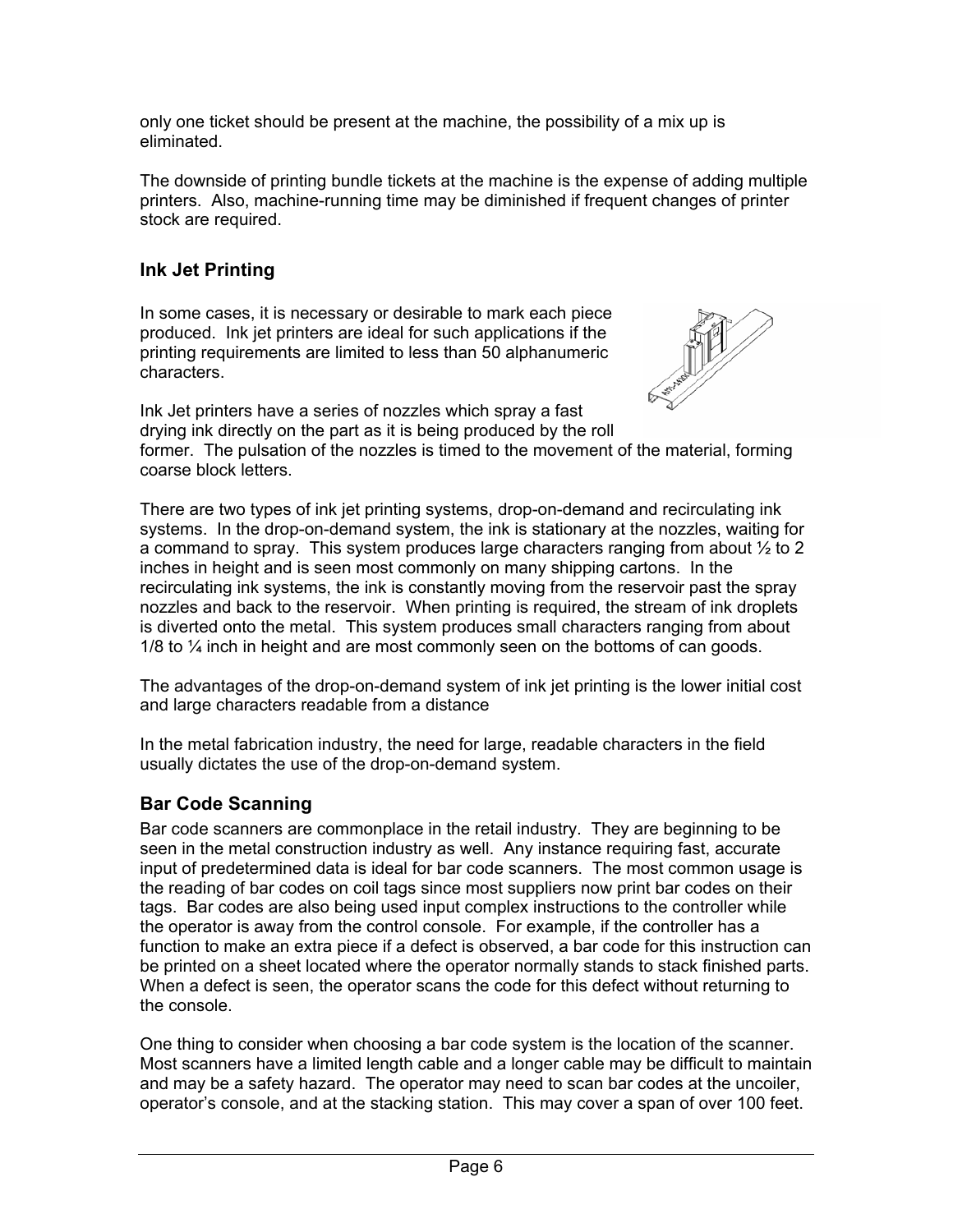only one ticket should be present at the machine, the possibility of a mix up is eliminated.

The downside of printing bundle tickets at the machine is the expense of adding multiple printers. Also, machine-running time may be diminished if frequent changes of printer stock are required.

## Ink Jet Printing

In some cases, it is necessary or desirable to mark each piece produced. Ink jet printers are ideal for such applications if the printing requirements are limited to less than 50 alphanumeric characters.

Ink Jet printers have a series of nozzles which spray a fast drying ink directly on the part as it is being produced by the roll former. The pulsation of the nozzles is timed to the movement of the material, forming coarse block letters.

There are two types of ink jet printing systems, drop-on-demand and recirculating ink systems. In the drop-on-demand system, the ink is stationary at the nozzles, waiting for a command to spray. This system produces large characters ranging from about ½ to 2 inches in height and is seen most commonly on many shipping cartons. In the recirculating ink systems, the ink is constantly moving from the reservoir past the spray nozzles and back to the reservoir. When printing is required, the stream of ink droplets is diverted onto the metal. This system produces small characters ranging from about 1/8 to ¼ inch in height and are most commonly seen on the bottoms of can goods.

The advantages of the drop-on-demand system of ink jet printing is the lower initial cost and large characters readable from a distance

In the metal fabrication industry, the need for large, readable characters in the field usually dictates the use of the drop-on-demand system.

## Bar Code Scanning

Bar code scanners are commonplace in the retail industry. They are beginning to be seen in the metal construction industry as well. Any instance requiring fast, accurate input of predetermined data is ideal for bar code scanners. The most common usage is the reading of bar codes on coil tags since most suppliers now print bar codes on their tags. Bar codes are also being used input complex instructions to the controller while the operator is away from the control console. For example, if the controller has a function to make an extra piece if a defect is observed, a bar code for this instruction can be printed on a sheet located where the operator normally stands to stack finished parts. When a defect is seen, the operator scans the code for this defect without returning to the console.

One thing to consider when choosing a bar code system is the location of the scanner. Most scanners have a limited length cable and a longer cable may be difficult to maintain and may be a safety hazard. The operator may need to scan bar codes at the uncoiler, operator's console, and at the stacking station. This may cover a span of over 100 feet.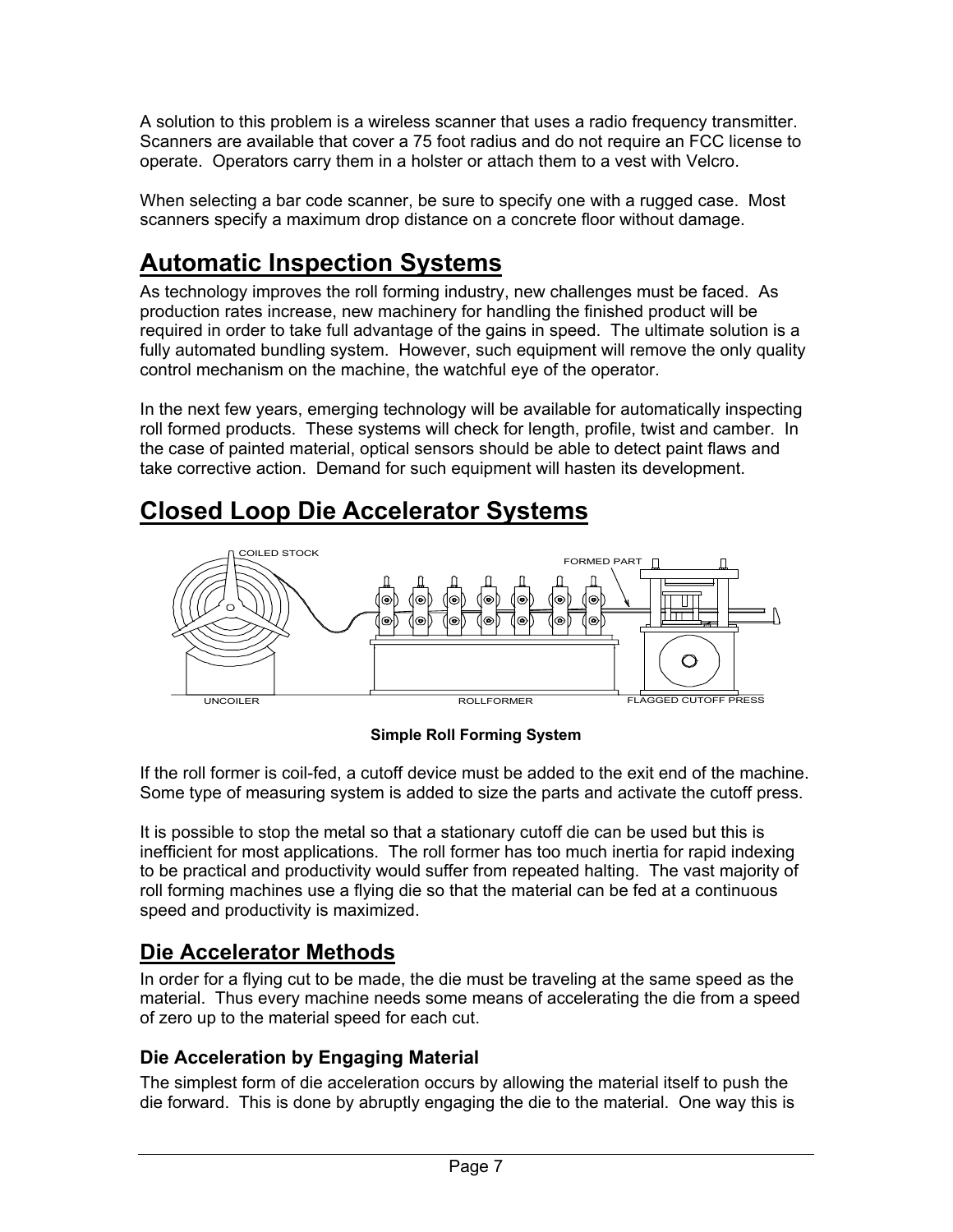A solution to this problem is a wireless scanner that uses a radio frequency transmitter. Scanners are available that cover a 75 foot radius and do not require an FCC license to operate. Operators carry them in a holster or attach them to a vest with Velcro.

When selecting a bar code scanner, be sure to specify one with a rugged case. Most scanners specify a maximum drop distance on a concrete floor without damage.

# Automatic Inspection Systems

As technology improves the roll forming industry, new challenges must be faced. As production rates increase, new machinery for handling the finished product will be required in order to take full advantage of the gains in speed. The ultimate solution is a fully automated bundling system. However, such equipment will remove the only quality control mechanism on the machine, the watchful eye of the operator.

In the next few years, emerging technology will be available for automatically inspecting roll formed products. These systems will check for length, profile, twist and camber. In the case of painted material, optical sensors should be able to detect paint flaws and take corrective action. Demand for such equipment will hasten its development.

# Closed Loop Die Accelerator Systems

COILED STOCK FORMED PART UNCOILER ROLLFORMER FLAGGED CUTOFF PRESS

**Simple Roll Forming System**

If the roll former is coil-fed, a cutoff device must be added to the exit end of the machine. Some type of measuring system is added to size the parts and activate the cutoff press.

It is possible to stop the metal so that a stationary cutoff die can be used but this is inefficient for most applications. The roll former has too much inertia for rapid indexing to be practical and productivity would suffer from repeated halting. The vast majority of roll forming machines use a flying die so that the material can be fed at a continuous speed and productivity is maximized.

## Die Accelerator Methods

In order for a flying cut to be made, the die must be traveling at the same speed as the material. Thus every machine needs some means of accelerating the die from a speed of zero up to the material speed for each cut.

### Die Acceleration by Engaging Material

The simplest form of die acceleration occurs by allowing the material itself to push the die forward. This is done by abruptly engaging the die to the material. One way this is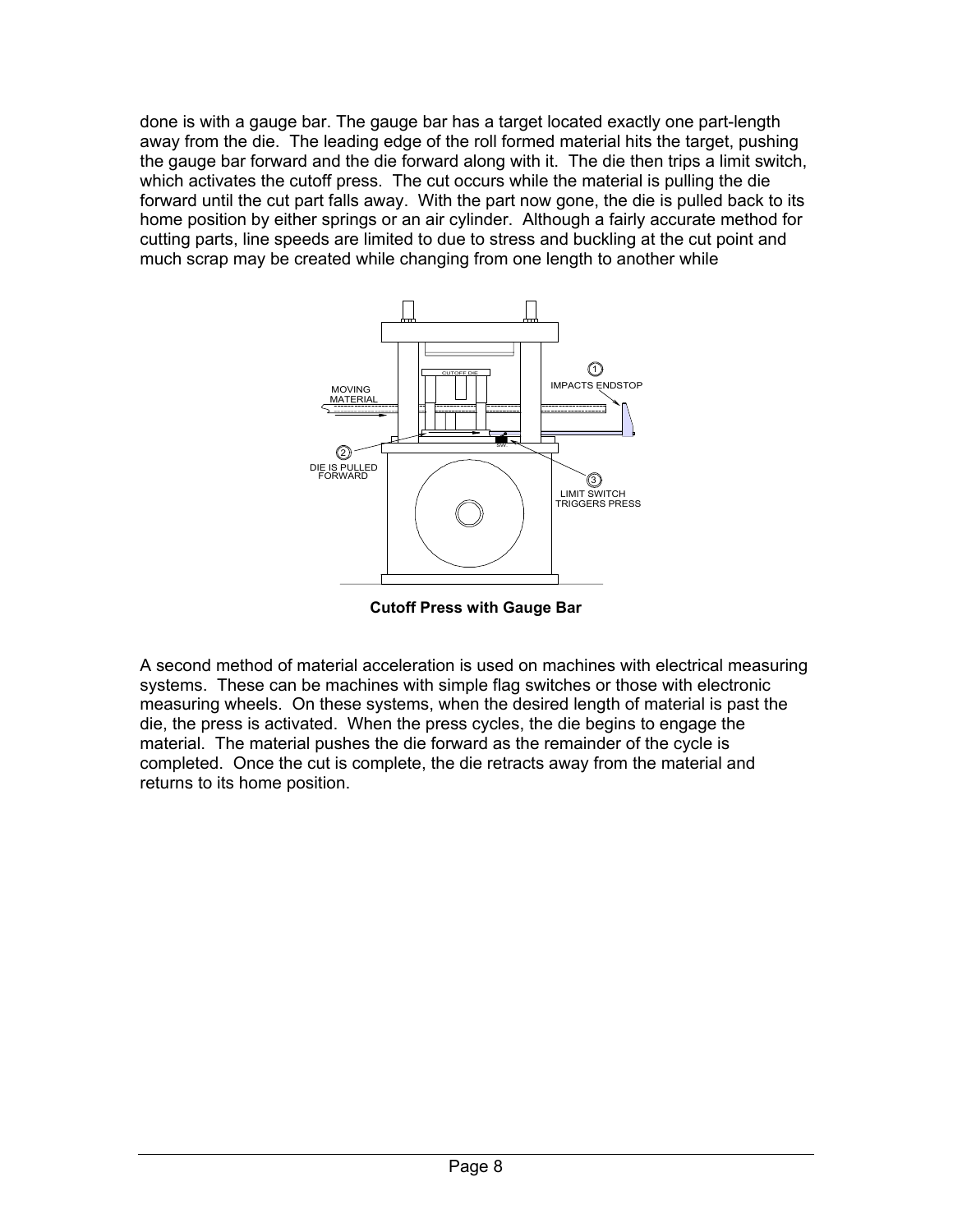done is with a gauge bar. The gauge bar has a target located exactly one part-length away from the die. The leading edge of the roll formed material hits the target, pushing the gauge bar forward and the die forward along with it. The die then trips a limit switch, which activates the cutoff press. The cut occurs while the material is pulling the die forward until the cut part falls away. With the part now gone, the die is pulled back to its home position by either springs or an air cylinder. Although a fairly accurate method for cutting parts, line speeds are limited to due to stress and buckling at the cut point and much scrap may be created while changing from one length to another while

**Cutoff Press with Gauge Bar**

A second method of material acceleration is used on machines with electrical measuring systems. These can be machines with simple flag switches or those with electronic measuring wheels. On these systems, when the desired length of material is past the die, the press is activated. When the press cycles, the die begins to engage the material. The material pushes the die forward as the remainder of the cycle is completed. Once the cut is complete, the die retracts away from the material and returns to its home position.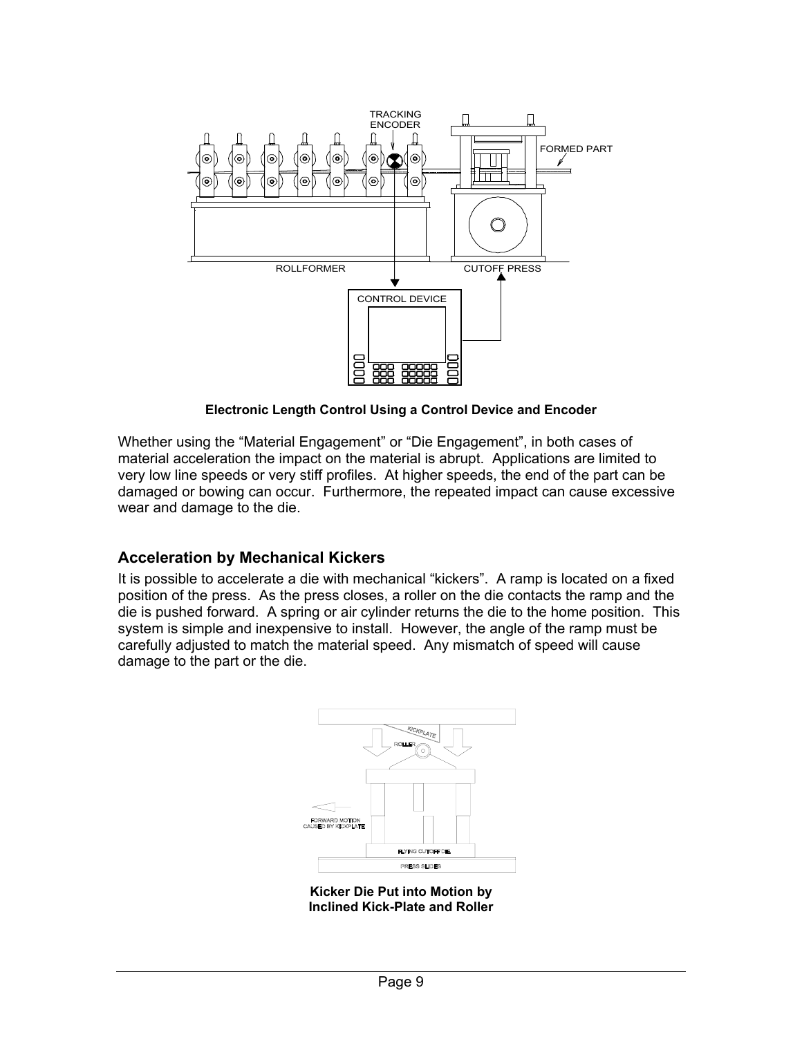**Electronic Length Control Using a Control Device and Encoder**

Whether using the "Material Engagement" or "Die Engagement", in both cases of material acceleration the impact on the material is abrupt. Applications are limited to very low line speeds or very stiff profiles. At higher speeds, the end of the part can be damaged or bowing can occur. Furthermore, the repeated impact can cause excessive wear and damage to the die.

## Acceleration by Mechanical Kickers

It is possible to accelerate a die with mechanical "kickers". A ramp is located on a fixed position of the press. As the press closes, a roller on the die contacts the ramp and the die is pushed forward. A spring or air cylinder returns the die to the home position. This system is simple and inexpensive to install. However, the angle of the ramp must be carefully adjusted to match the material speed. Any mismatch of speed will cause damage to the part or the die.

**Kicker Die Put into Motion by Inclined Kick-Plate and Roller**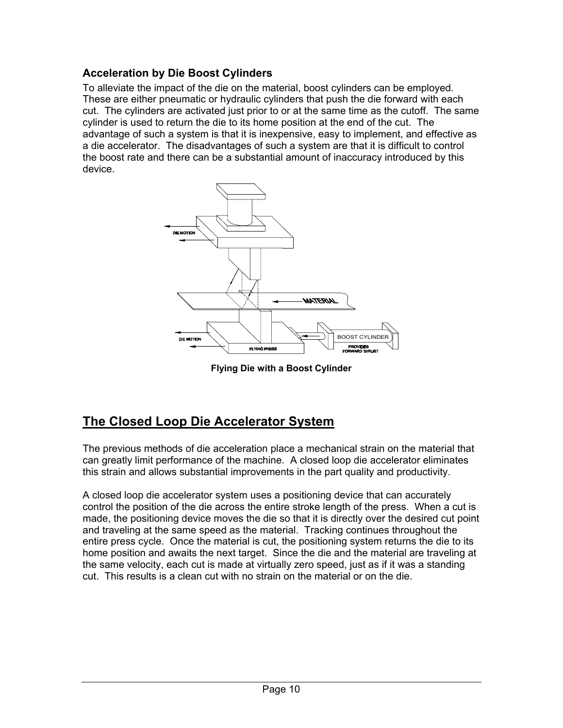### Acceleration by Die Boost Cylinders

To alleviate the impact of the die on the material, boost cylinders can be employed. These are either pneumatic or hydraulic cylinders that push the die forward with each cut. The cylinders are activated just prior to or at the same time as the cutoff. The same cylinder is used to return the die to its home position at the end of the cut. The advantage of such a system is that it is inexpensive, easy to implement, and effective as a die accelerator. The disadvantages of such a system are that it is difficult to control the boost rate and there can be a substantial amount of inaccuracy introduced by this device.

**Flying Die with a Boost Cylinder**

## The Closed Loop Die Accelerator System

The previous methods of die acceleration place a mechanical strain on the material that can greatly limit performance of the machine. A closed loop die accelerator eliminates this strain and allows substantial improvements in the part quality and productivity.

A closed loop die accelerator system uses a positioning device that can accurately control the position of the die across the entire stroke length of the press. When a cut is made, the positioning device moves the die so that it is directly over the desired cut point and traveling at the same speed as the material. Tracking continues throughout the entire press cycle. Once the material is cut, the positioning system returns the die to its home position and awaits the next target. Since the die and the material are traveling at the same velocity, each cut is made at virtually zero speed, just as if it was a standing cut. This results is a clean cut with no strain on the material or on the die.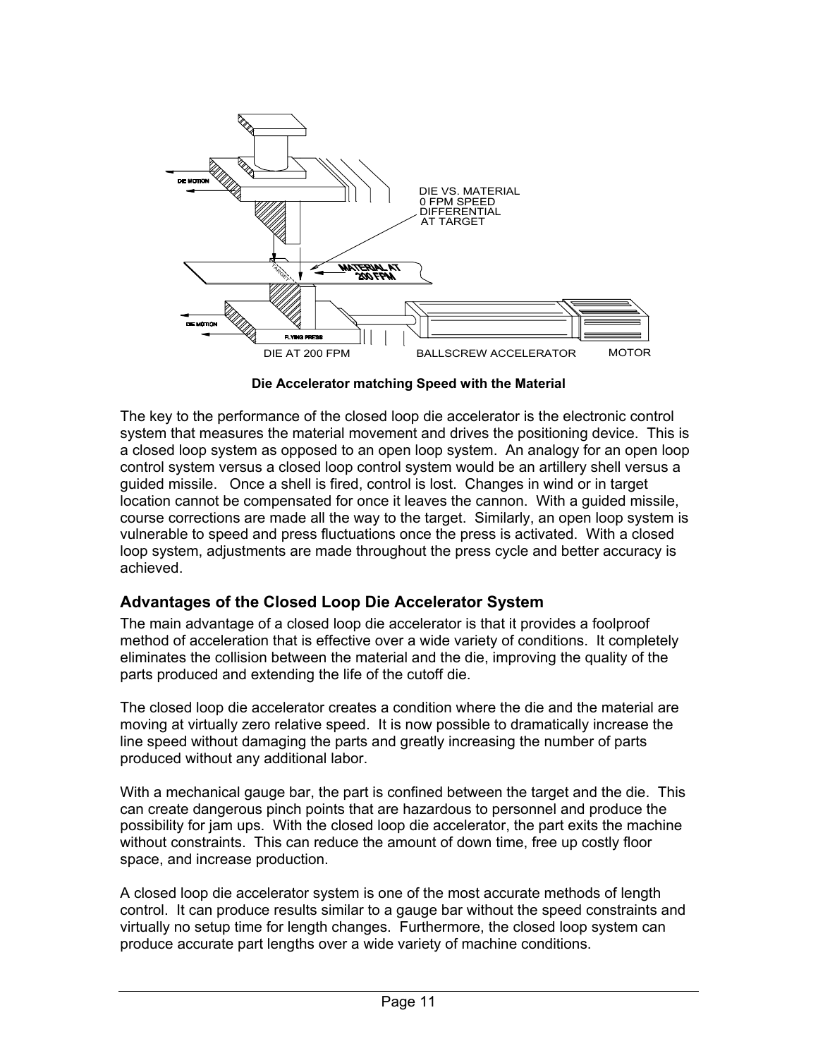**Die Accelerator matching Speed with the Material**

The key to the performance of the closed loop die accelerator is the electronic control system that measures the material movement and drives the positioning device. This is a closed loop system as opposed to an open loop system. An analogy for an open loop control system versus a closed loop control system would be an artillery shell versus a guided missile. Once a shell is fired, control is lost. Changes in wind or in target location cannot be compensated for once it leaves the cannon. With a guided missile, course corrections are made all the way to the target. Similarly, an open loop system is vulnerable to speed and press fluctuations once the press is activated. With a closed loop system, adjustments are made throughout the press cycle and better accuracy is achieved.

## Advantages of the Closed Loop Die Accelerator System

The main advantage of a closed loop die accelerator is that it provides a foolproof method of acceleration that is effective over a wide variety of conditions. It completely eliminates the collision between the material and the die, improving the quality of the parts produced and extending the life of the cutoff die.

The closed loop die accelerator creates a condition where the die and the material are moving at virtually zero relative speed. It is now possible to dramatically increase the line speed without damaging the parts and greatly increasing the number of parts produced without any additional labor.

With a mechanical gauge bar, the part is confined between the target and the die. This can create dangerous pinch points that are hazardous to personnel and produce the possibility for jam ups. With the closed loop die accelerator, the part exits the machine without constraints. This can reduce the amount of down time, free up costly floor space, and increase production.

A closed loop die accelerator system is one of the most accurate methods of length control. It can produce results similar to a gauge bar without the speed constraints and virtually no setup time for length changes. Furthermore, the closed loop system can produce accurate part lengths over a wide variety of machine conditions.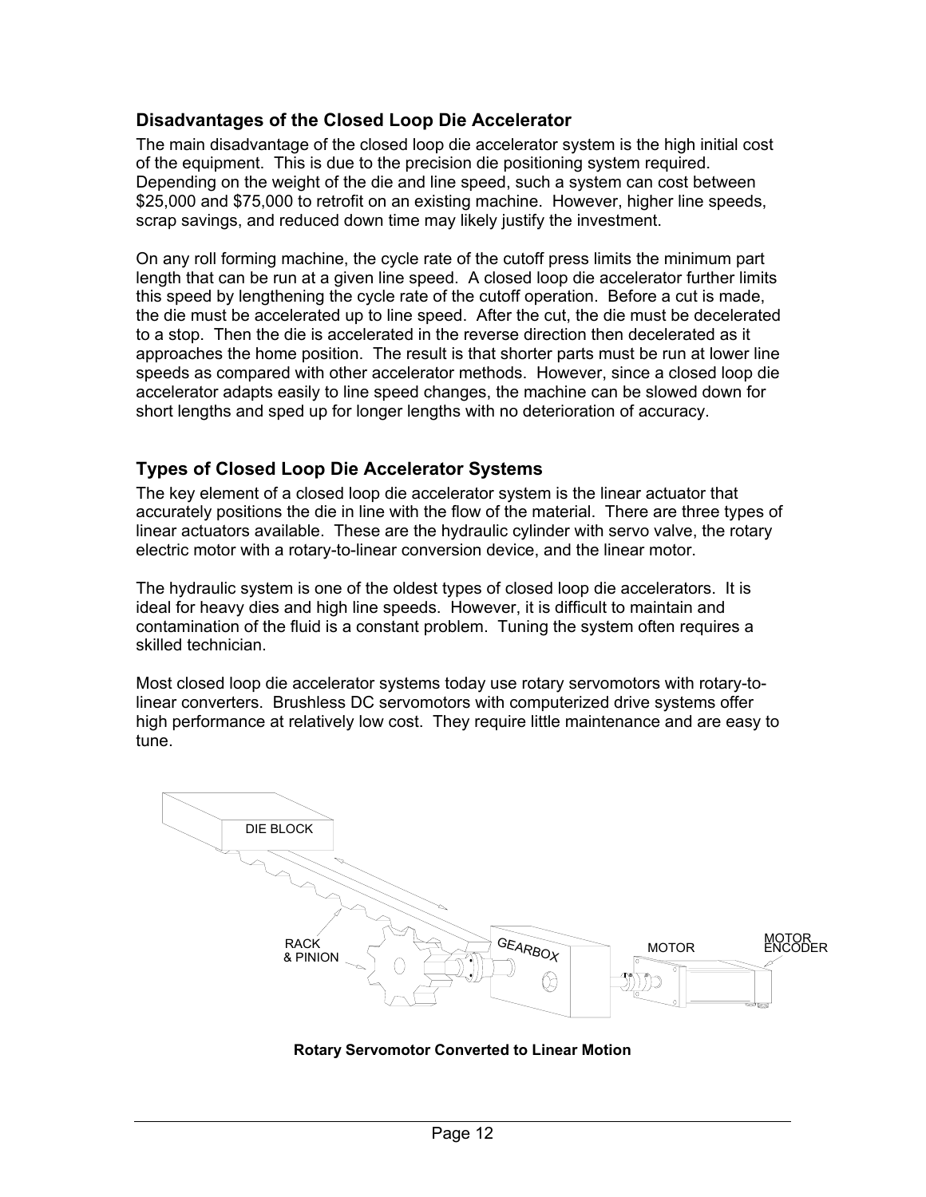### Disadvantages of the Closed Loop Die Accelerator

The main disadvantage of the closed loop die accelerator system is the high initial cost of the equipment. This is due to the precision die positioning system required. Depending on the weight of the die and line speed, such a system can cost between $25,000 and $75,000 to retrofit on an existing machine. However, higher line speeds, scrap savings, and reduced down time may likely justify the investment.

On any roll forming machine, the cycle rate of the cutoff press limits the minimum part length that can be run at a given line speed. A closed loop die accelerator further limits this speed by lengthening the cycle rate of the cutoff operation. Before a cut is made, the die must be accelerated up to line speed. After the cut, the die must be decelerated to a stop. Then the die is accelerated in the reverse direction then decelerated as it approaches the home position. The result is that shorter parts must be run at lower line speeds as compared with other accelerator methods. However, since a closed loop die accelerator adapts easily to line speed changes, the machine can be slowed down for short lengths and sped up for longer lengths with no deterioration of accuracy.

### Types of Closed Loop Die Accelerator Systems

The key element of a closed loop die accelerator system is the linear actuator that accurately positions the die in line with the flow of the material. There are three types of linear actuators available. These are the hydraulic cylinder with servo valve, the rotary electric motor with a rotary-to-linear conversion device, and the linear motor.

The hydraulic system is one of the oldest types of closed loop die accelerators. It is ideal for heavy dies and high line speeds. However, it is difficult to maintain and contamination of the fluid is a constant problem. Tuning the system often requires a skilled technician.

Most closed loop die accelerator systems today use rotary servomotors with rotary-to-linear converters. Brushless DC servomotors with computerized drive systems offer high performance at relatively low cost. They require little maintenance and are easy to tune.

DIE BLOCK

RACK & PINION

GEARBOX

MOTOR

MOTOR ENCODER

**Rotary Servomotor Converted to Linear Motion**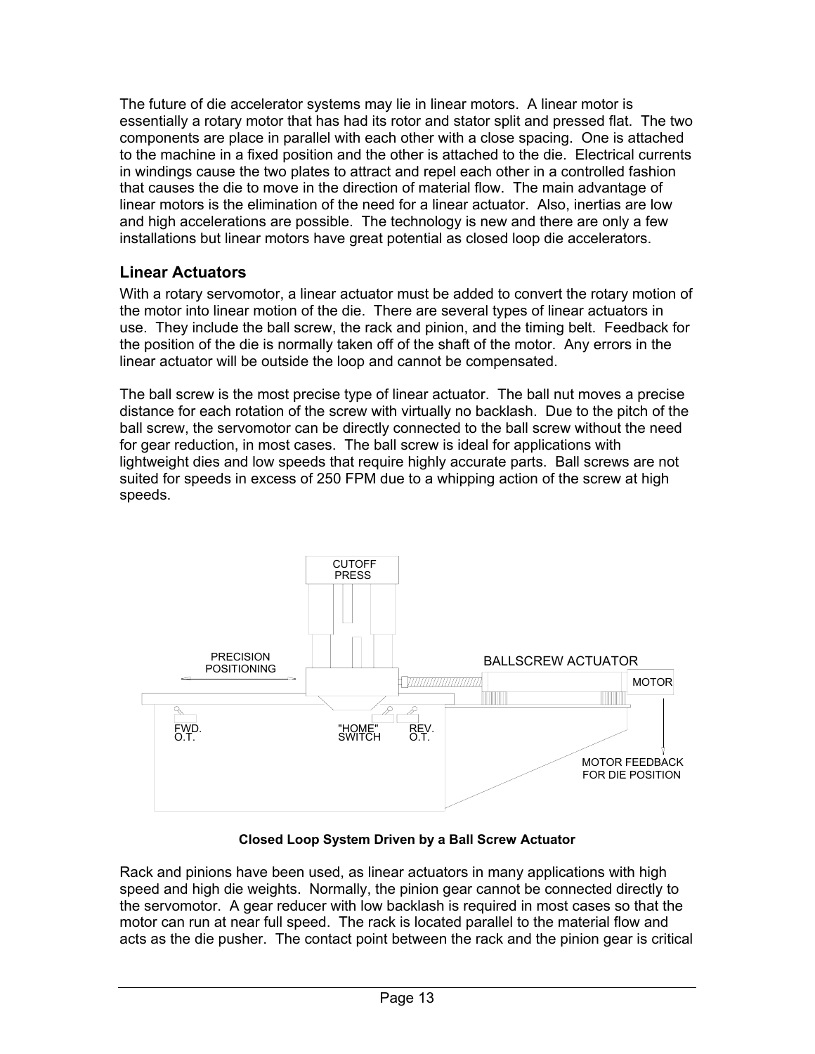The future of die accelerator systems may lie in linear motors. A linear motor is essentially a rotary motor that has had its rotor and stator split and pressed flat. The two components are place in parallel with each other with a close spacing. One is attached to the machine in a fixed position and the other is attached to the die. Electrical currents in windings cause the two plates to attract and repel each other in a controlled fashion that causes the die to move in the direction of material flow. The main advantage of linear motors is the elimination of the need for a linear actuator. Also, inertias are low and high accelerations are possible. The technology is new and there are only a few installations but linear motors have great potential as closed loop die accelerators.

## Linear Actuators

With a rotary servomotor, a linear actuator must be added to convert the rotary motion of the motor into linear motion of the die. There are several types of linear actuators in use. They include the ball screw, the rack and pinion, and the timing belt. Feedback for the position of the die is normally taken off of the shaft of the motor. Any errors in the linear actuator will be outside the loop and cannot be compensated.

The ball screw is the most precise type of linear actuator. The ball nut moves a precise distance for each rotation of the screw with virtually no backlash. Due to the pitch of the ball screw, the servomotor can be directly connected to the ball screw without the need for gear reduction, in most cases. The ball screw is ideal for applications with lightweight dies and low speeds that require highly accurate parts. Ball screws are not suited for speeds in excess of 250 FPM due to a whipping action of the screw at high speeds.

CUTOFF PRESS

PRECISION POSITIONING

BALLSCREW ACTUATOR

MOTOR

FWD. O.T.

"HOME" SWITCH

REV. O.T.

MOTOR FEEDBACK FOR DIE POSITION

**Closed Loop System Driven by a Ball Screw Actuator**

Rack and pinions have been used, as linear actuators in many applications with high speed and high die weights. Normally, the pinion gear cannot be connected directly to the servomotor. A gear reducer with low backlash is required in most cases so that the motor can run at near full speed. The rack is located parallel to the material flow and acts as the die pusher. The contact point between the rack and the pinion gear is critical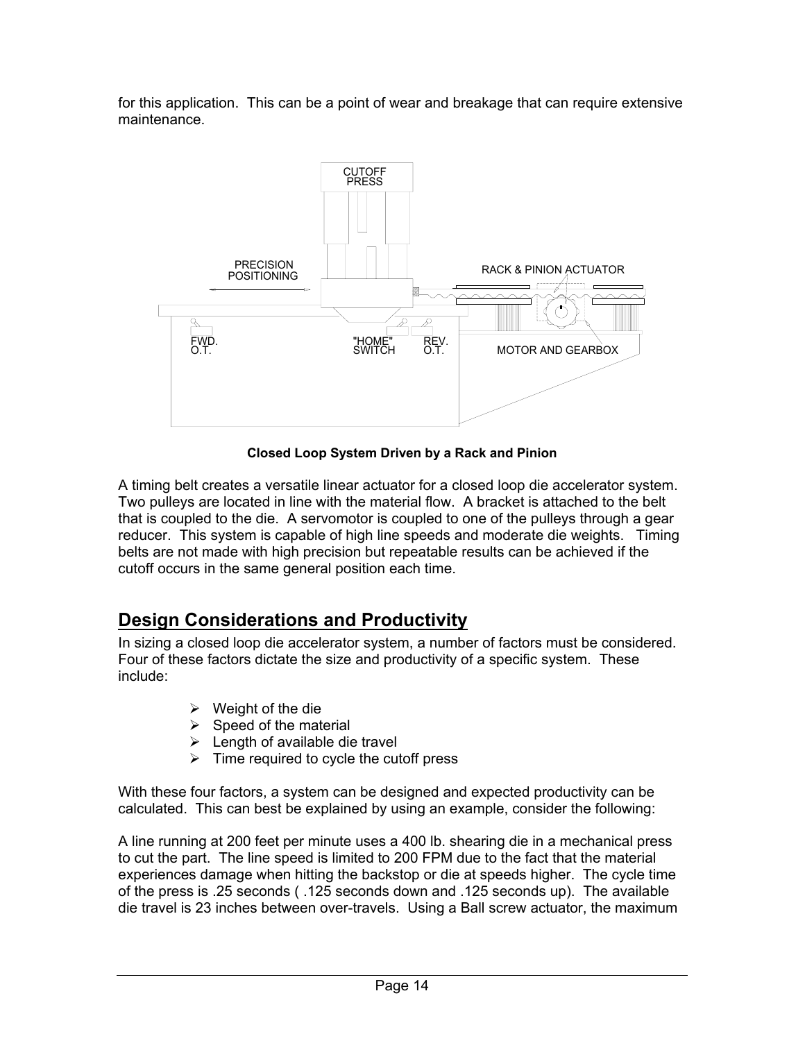for this application. This can be a point of wear and breakage that can require extensive maintenance.

**Closed Loop System Driven by a Rack and Pinion**

A timing belt creates a versatile linear actuator for a closed loop die accelerator system. Two pulleys are located in line with the material flow. A bracket is attached to the belt that is coupled to the die. A servomotor is coupled to one of the pulleys through a gear reducer. This system is capable of high line speeds and moderate die weights. Timing belts are not made with high precision but repeatable results can be achieved if the cutoff occurs in the same general position each time.

## Design Considerations and Productivity

In sizing a closed loop die accelerator system, a number of factors must be considered. Four of these factors dictate the size and productivity of a specific system. These include:

- Weight of the die
- Speed of the material
- Length of available die travel
- Time required to cycle the cutoff press

With these four factors, a system can be designed and expected productivity can be calculated. This can best be explained by using an example, consider the following:

A line running at 200 feet per minute uses a 400 lb. shearing die in a mechanical press to cut the part. The line speed is limited to 200 FPM due to the fact that the material experiences damage when hitting the backstop or die at speeds higher. The cycle time of the press is .25 seconds ( .125 seconds down and .125 seconds up). The available die travel is 23 inches between over-travels. Using a Ball screw actuator, the maximum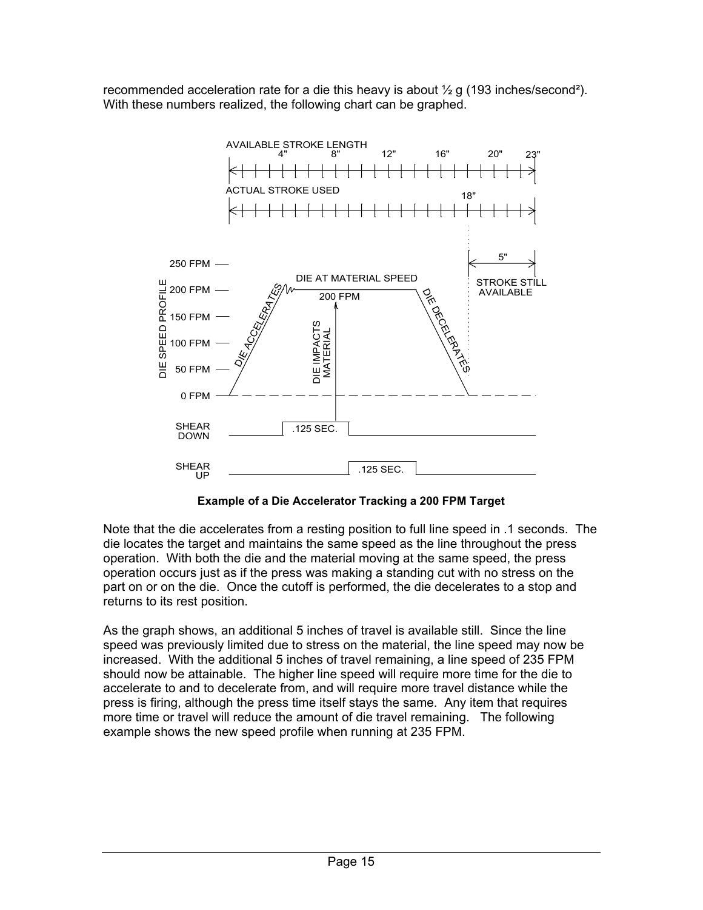recommended acceleration rate for a die this heavy is about ½ g (193 inches/second²). With these numbers realized, the following chart can be graphed.

**Example of a Die Accelerator Tracking a 200 FPM Target**

Note that the die accelerates from a resting position to full line speed in .1 seconds. The die locates the target and maintains the same speed as the line throughout the press operation. With both the die and the material moving at the same speed, the press operation occurs just as if the press was making a standing cut with no stress on the part on or on the die. Once the cutoff is performed, the die decelerates to a stop and returns to its rest position.

As the graph shows, an additional 5 inches of travel is available still. Since the line speed was previously limited due to stress on the material, the line speed may now be increased. With the additional 5 inches of travel remaining, a line speed of 235 FPM should now be attainable. The higher line speed will require more time for the die to accelerate to and to decelerate from, and will require more travel distance while the press is firing, although the press time itself stays the same. Any item that requires more time or travel will reduce the amount of die travel remaining. The following example shows the new speed profile when running at 235 FPM.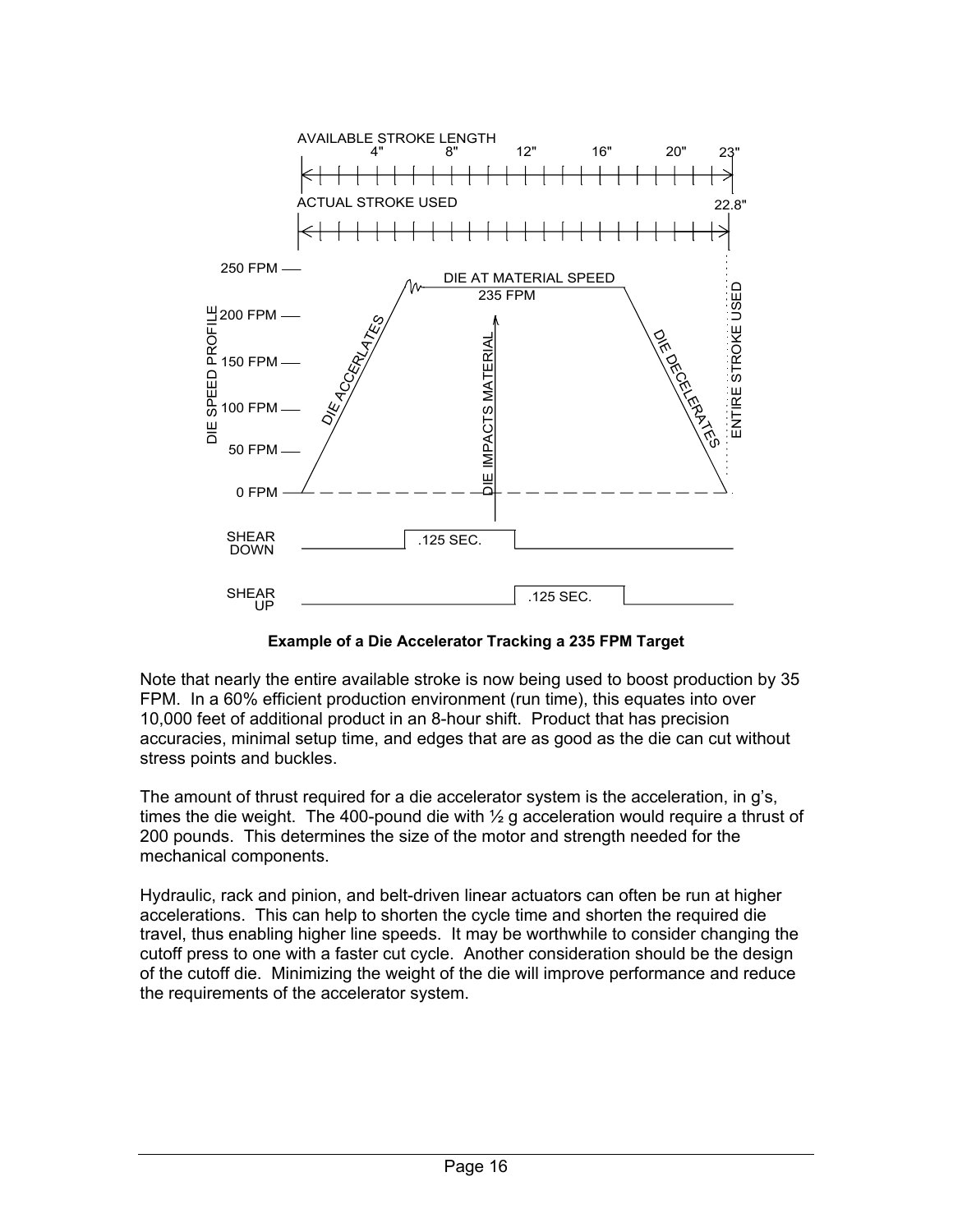**Example of a Die Accelerator Tracking a 235 FPM Target**

Note that nearly the entire available stroke is now being used to boost production by 35 FPM. In a 60% efficient production environment (run time), this equates into over 10,000 feet of additional product in an 8-hour shift. Product that has precision accuracies, minimal setup time, and edges that are as good as the die can cut without stress points and buckles.

The amount of thrust required for a die accelerator system is the acceleration, in g's, times the die weight. The 400-pound die with ½ g acceleration would require a thrust of 200 pounds. This determines the size of the motor and strength needed for the mechanical components.

Hydraulic, rack and pinion, and belt-driven linear actuators can often be run at higher accelerations. This can help to shorten the cycle time and shorten the required die travel, thus enabling higher line speeds. It may be worthwhile to consider changing the cutoff press to one with a faster cut cycle. Another consideration should be the design of the cutoff die. Minimizing the weight of the die will improve performance and reduce the requirements of the accelerator system.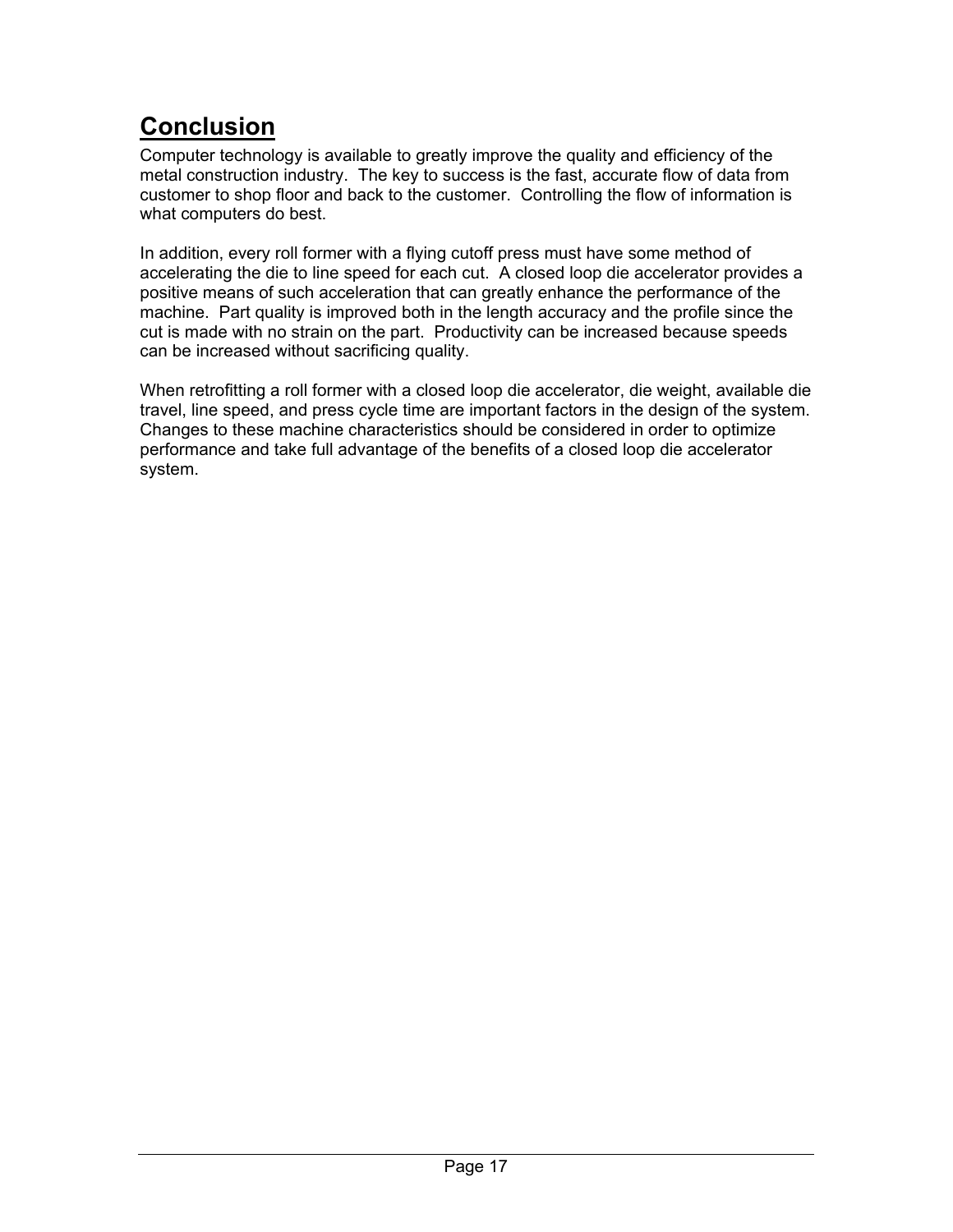# Conclusion

Computer technology is available to greatly improve the quality and efficiency of the metal construction industry. The key to success is the fast, accurate flow of data from customer to shop floor and back to the customer. Controlling the flow of information is what computers do best.

In addition, every roll former with a flying cutoff press must have some method of accelerating the die to line speed for each cut. A closed loop die accelerator provides a positive means of such acceleration that can greatly enhance the performance of the machine. Part quality is improved both in the length accuracy and the profile since the cut is made with no strain on the part. Productivity can be increased because speeds can be increased without sacrificing quality.

When retrofitting a roll former with a closed loop die accelerator, die weight, available die travel, line speed, and press cycle time are important factors in the design of the system. Changes to these machine characteristics should be considered in order to optimize performance and take full advantage of the benefits of a closed loop die accelerator system.